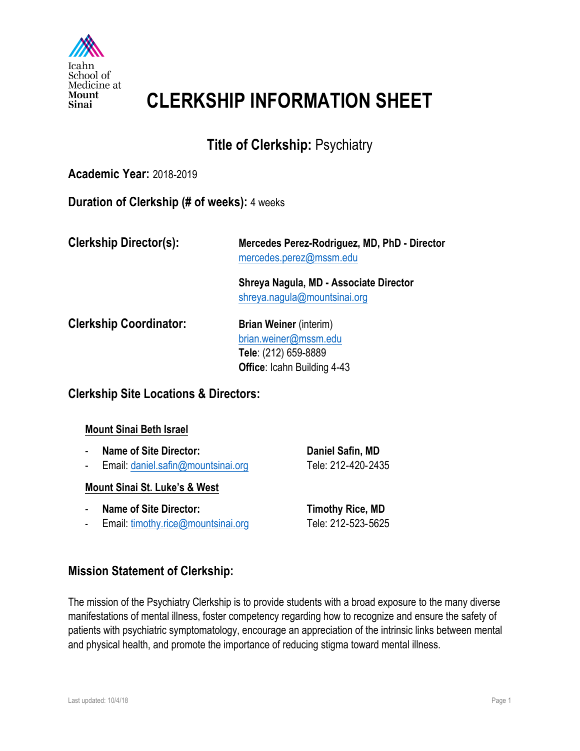Icahn School of Medicine at Mount Sinai

# CLERKSHIP INFORMATION SHEET

## Title of Clerkship: Psychiatry

**Academic Year:** 2018-2019

**Duration of Clerkship (# of weeks):** 4 weeks

**Clerkship Director(s):**

**Mercedes Perez-Rodriguez, MD, PhD - Director**
mercedes.perez@mssm.edu

**Shreya Nagula, MD - Associate Director**
shreya.nagula@mountsinai.org

**Clerkship Coordinator:**

**Brian Weiner** (interim)
brian.weiner@mssm.edu
**Tele**: (212) 659-8889
**Office**: Icahn Building 4-43

### Clerkship Site Locations & Directors:

**Mount Sinai Beth Israel**

- **Name of Site Director:** **Daniel Safin, MD**
- Email: daniel.safin@mountsinai.org Tele: 212-420-2435

**Mount Sinai St. Luke's & West**

- **Name of Site Director:** **Timothy Rice, MD**
- Email: timothy.rice@mountsinai.org Tele: 212-523-5625

### Mission Statement of Clerkship:

The mission of the Psychiatry Clerkship is to provide students with a broad exposure to the many diverse manifestations of mental illness, foster competency regarding how to recognize and ensure the safety of patients with psychiatric symptomatology, encourage an appreciation of the intrinsic links between mental and physical health, and promote the importance of reducing stigma toward mental illness.

Last updated: 10/4/18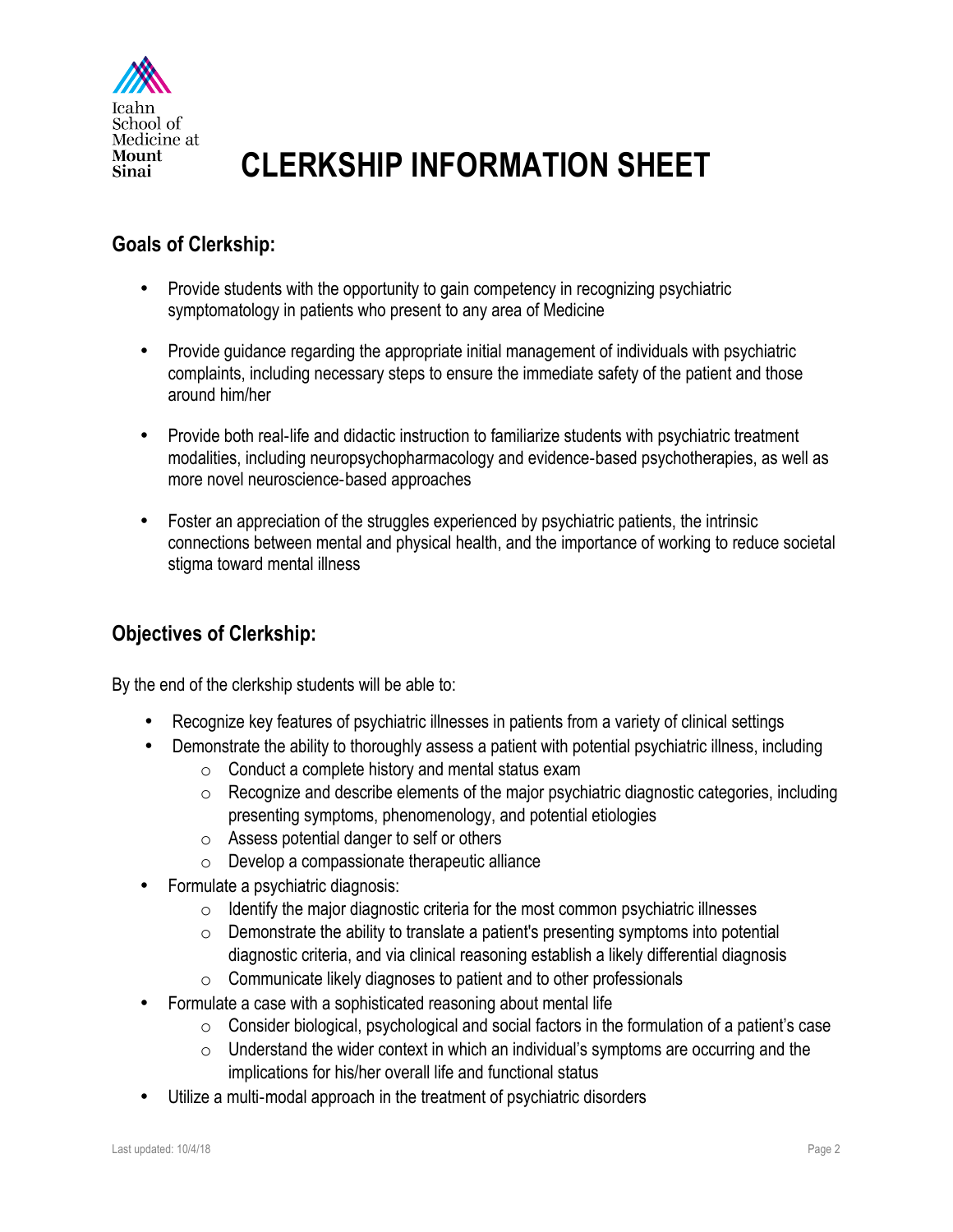# CLERKSHIP INFORMATION SHEET

## Goals of Clerkship:

- Provide students with the opportunity to gain competency in recognizing psychiatric symptomatology in patients who present to any area of Medicine
- Provide guidance regarding the appropriate initial management of individuals with psychiatric complaints, including necessary steps to ensure the immediate safety of the patient and those around him/her
- Provide both real-life and didactic instruction to familiarize students with psychiatric treatment modalities, including neuropsychopharmacology and evidence-based psychotherapies, as well as more novel neuroscience-based approaches
- Foster an appreciation of the struggles experienced by psychiatric patients, the intrinsic connections between mental and physical health, and the importance of working to reduce societal stigma toward mental illness

## Objectives of Clerkship:

By the end of the clerkship students will be able to:

- Recognize key features of psychiatric illnesses in patients from a variety of clinical settings
- Demonstrate the ability to thoroughly assess a patient with potential psychiatric illness, including
  - Conduct a complete history and mental status exam
  - Recognize and describe elements of the major psychiatric diagnostic categories, including presenting symptoms, phenomenology, and potential etiologies
  - Assess potential danger to self or others
  - Develop a compassionate therapeutic alliance
- Formulate a psychiatric diagnosis:
  - Identify the major diagnostic criteria for the most common psychiatric illnesses
  - Demonstrate the ability to translate a patient's presenting symptoms into potential diagnostic criteria, and via clinical reasoning establish a likely differential diagnosis
  - Communicate likely diagnoses to patient and to other professionals
- Formulate a case with a sophisticated reasoning about mental life
  - Consider biological, psychological and social factors in the formulation of a patient's case
  - Understand the wider context in which an individual's symptoms are occurring and the implications for his/her overall life and functional status
- Utilize a multi-modal approach in the treatment of psychiatric disorders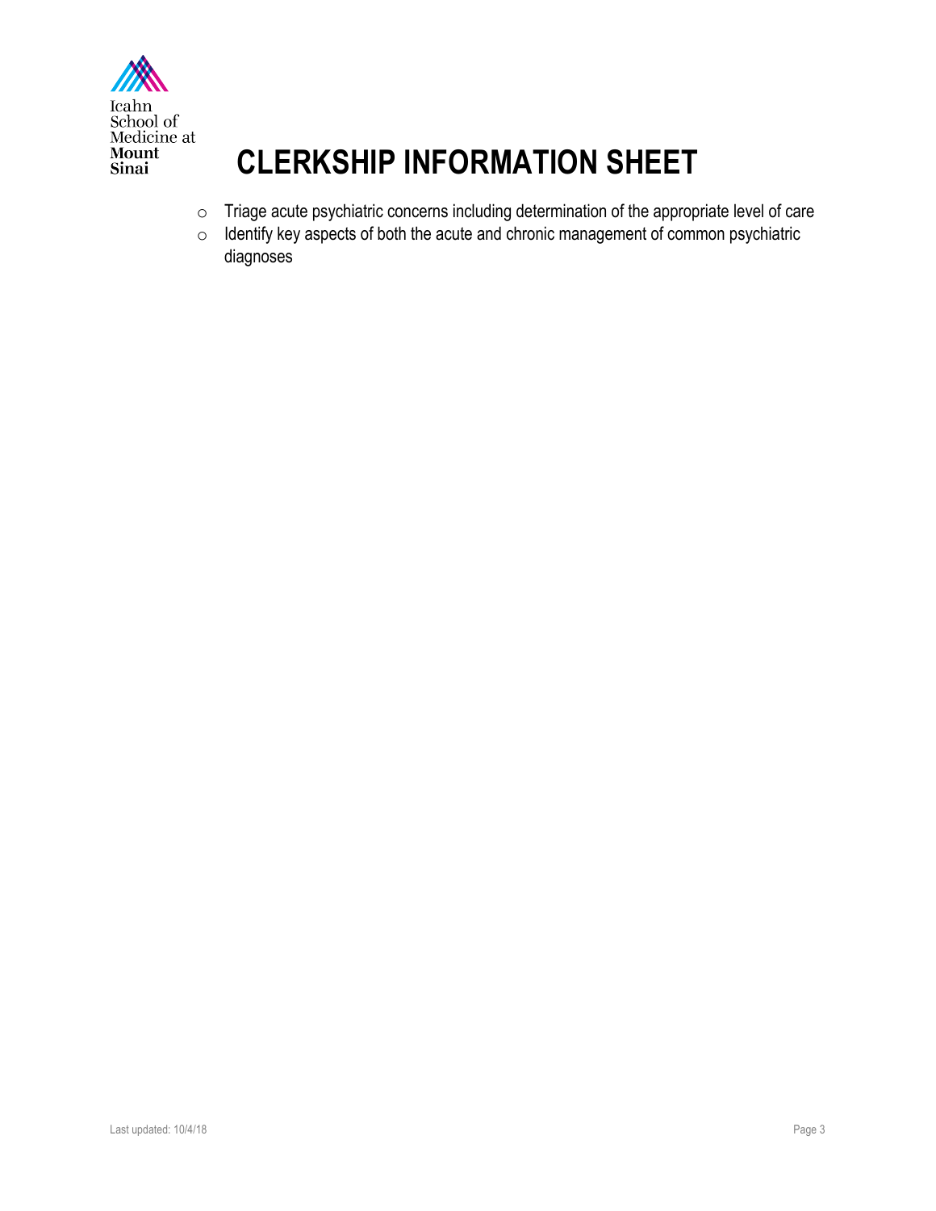# CLERKSHIP INFORMATION SHEET

- Triage acute psychiatric concerns including determination of the appropriate level of care
- Identify key aspects of both the acute and chronic management of common psychiatric diagnoses